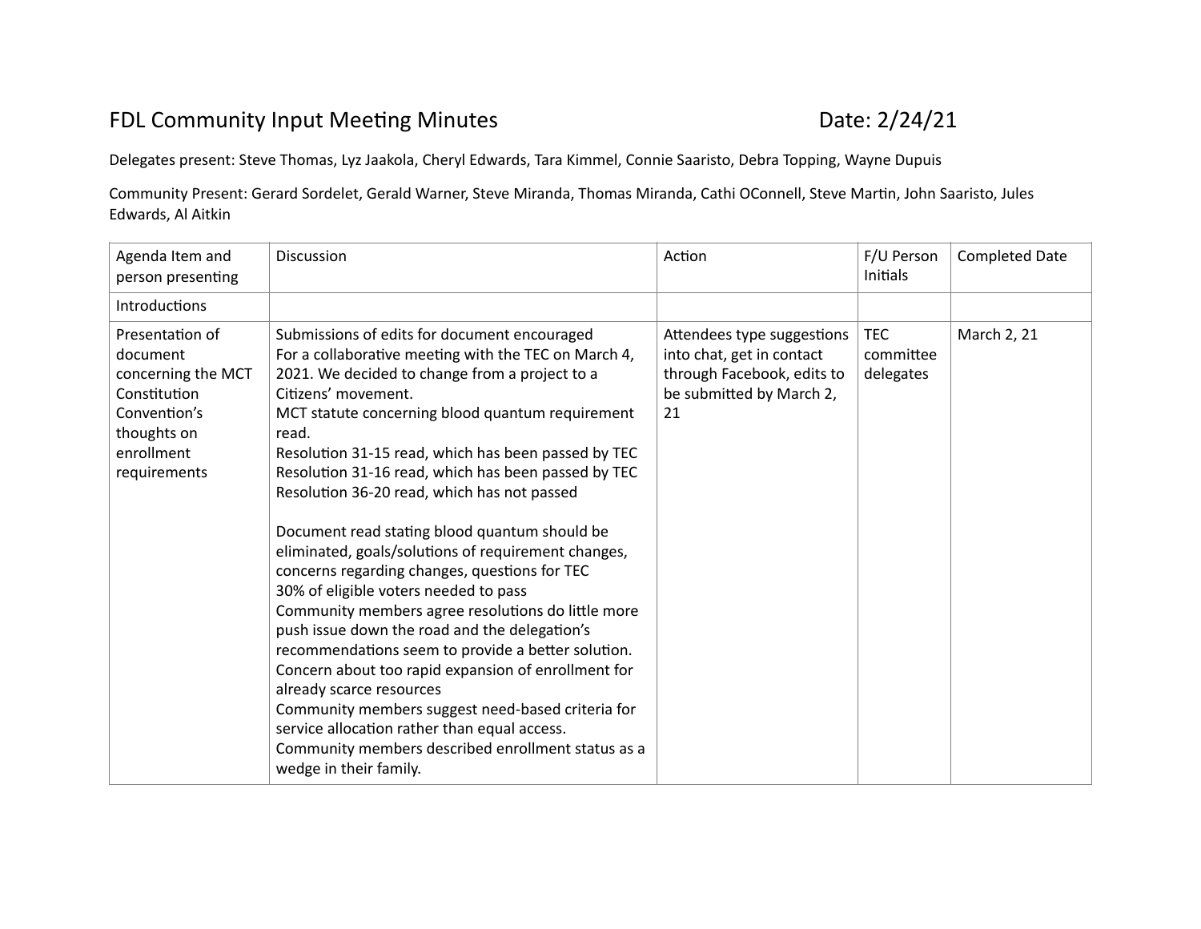# FDL Community Input Meeting Minutes

**Date: 2/24/21**

Delegates present: Steve Thomas, Lyz Jaakola, Cheryl Edwards, Tara Kimmel, Connie Saaristo, Debra Topping, Wayne Dupuis

Community Present: Gerard Sordelet, Gerald Warner, Steve Miranda, Thomas Miranda, Cathi OConnell, Steve Martin, John Saaristo, Jules Edwards, Al Aitkin

| Agenda Item and person presenting | Discussion | Action | F/U Person Initials | Completed Date |
|---|---|---|---|---|
| Introductions | | | | |
| Presentation of document concerning the MCT Constitution Convention's thoughts on enrollment requirements | Submissions of edits for document encouraged<br>For a collaborative meeting with the TEC on March 4, 2021. We decided to change from a project to a Citizens' movement.<br>MCT statute concerning blood quantum requirement read.<br>Resolution 31-15 read, which has been passed by TEC<br>Resolution 31-16 read, which has been passed by TEC<br>Resolution 36-20 read, which has not passed<br><br>Document read stating blood quantum should be eliminated, goals/solutions of requirement changes, concerns regarding changes, questions for TEC<br>30% of eligible voters needed to pass<br>Community members agree resolutions do little more push issue down the road and the delegation's recommendations seem to provide a better solution.<br>Concern about too rapid expansion of enrollment for already scarce resources<br>Community members suggest need-based criteria for service allocation rather than equal access.<br>Community members described enrollment status as a wedge in their family. | Attendees type suggestions into chat, get in contact through Facebook, edits to be submitted by March 2, 21 | TEC committee delegates | March 2, 21 |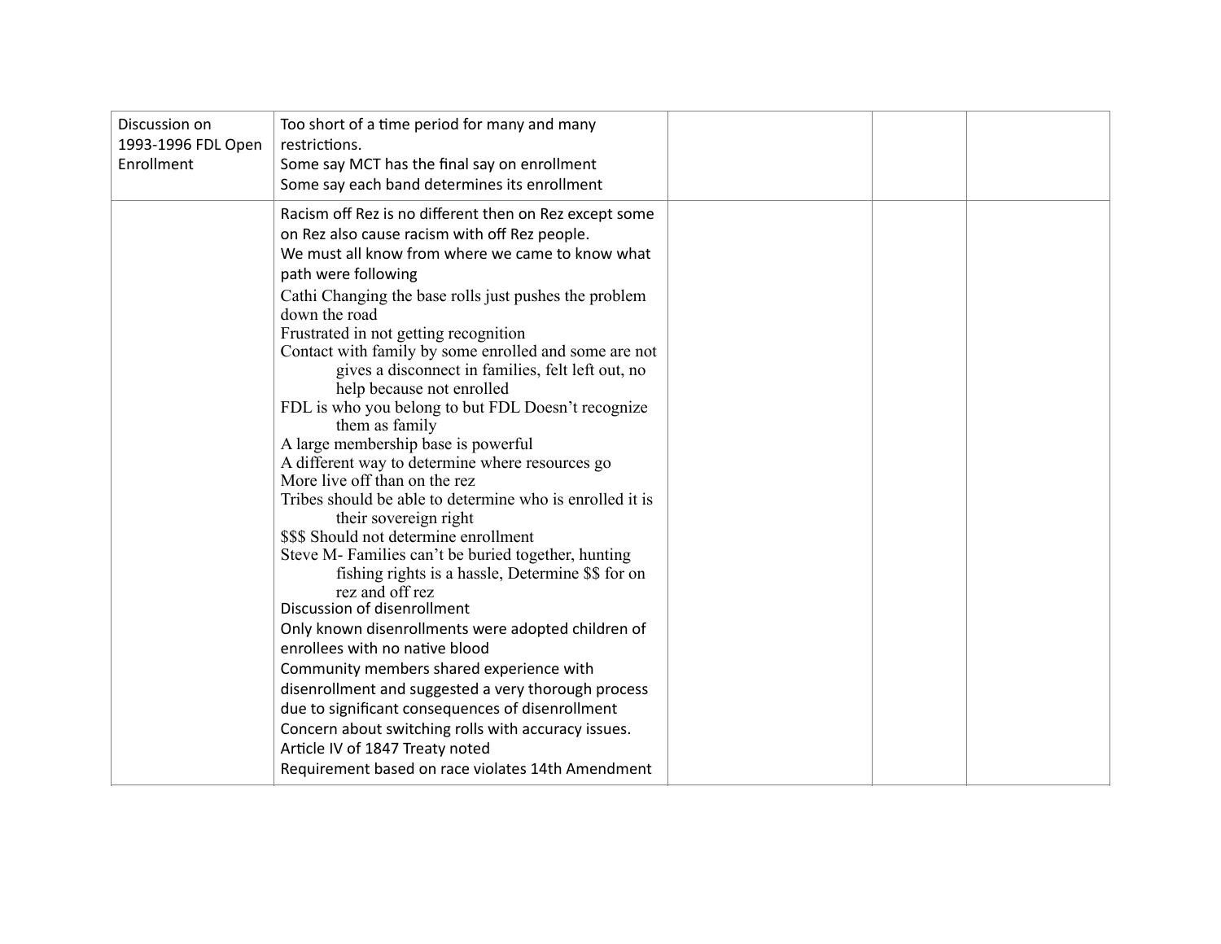| Discussion on 1993-1996 FDL Open Enrollment | Too short of a time period for many and many restrictions.<br>Some say MCT has the final say on enrollment<br>Some say each band determines its enrollment | | | |
|---|---|---|---|---|
| | Racism off Rez is no different then on Rez except some on Rez also cause racism with off Rez people.<br>We must all know from where we came to know what path were following<br>Cathi Changing the base rolls just pushes the problem down the road<br>Frustrated in not getting recognition<br>Contact with family by some enrolled and some are not gives a disconnect in families, felt left out, no help because not enrolled<br>FDL is who you belong to but FDL Doesn't recognize them as family<br>A large membership base is powerful<br>A different way to determine where resources go<br>More live off than on the rez<br>Tribes should be able to determine who is enrolled it is their sovereign right<br>$$$ Should not determine enrollment<br>Steve M- Families can't be buried together, hunting fishing rights is a hassle, Determine $$ for on rez and off rez<br>Discussion of disenrollment<br>Only known disenrollments were adopted children of enrollees with no native blood<br>Community members shared experience with disenrollment and suggested a very thorough process due to significant consequences of disenrollment<br>Concern about switching rolls with accuracy issues.<br>Article IV of 1847 Treaty noted<br>Requirement based on race violates 14th Amendment | | | |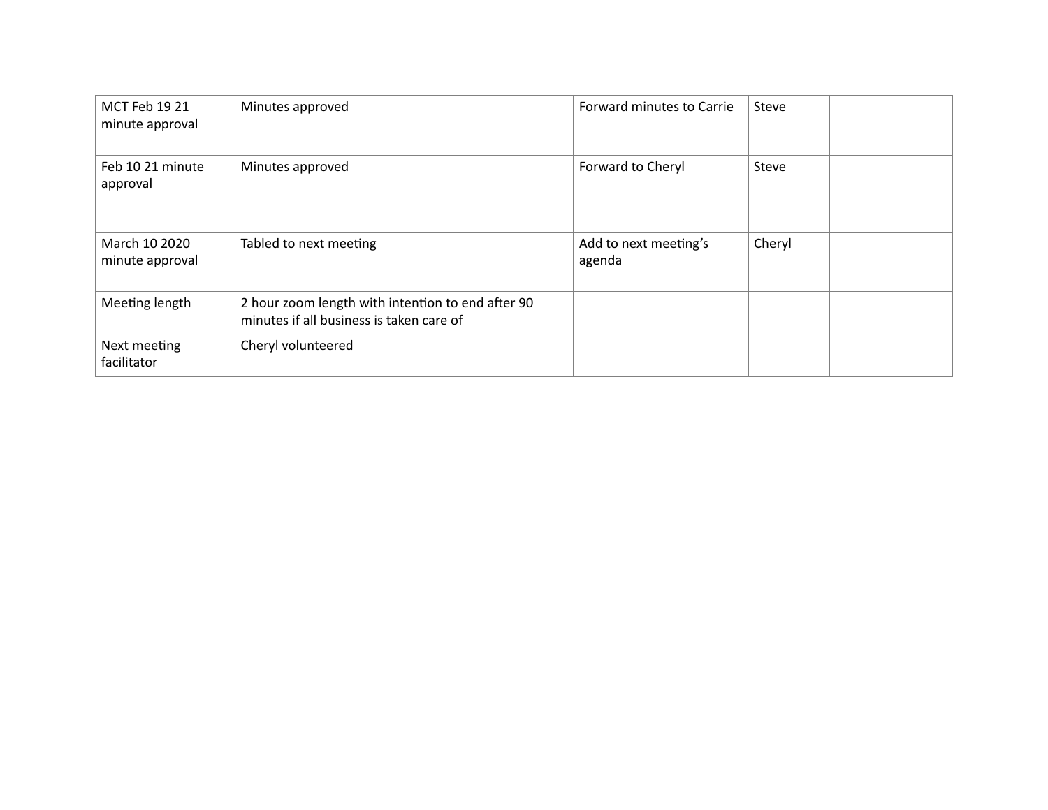| | | | | |
|---|---|---|---|---|
| MCT Feb 19 21 minute approval | Minutes approved | Forward minutes to Carrie | Steve | |
| Feb 10 21 minute approval | Minutes approved | Forward to Cheryl | Steve | |
| March 10 2020 minute approval | Tabled to next meeting | Add to next meeting's agenda | Cheryl | |
| Meeting length | 2 hour zoom length with intention to end after 90 minutes if all business is taken care of | | | |
| Next meeting facilitator | Cheryl volunteered | | | |